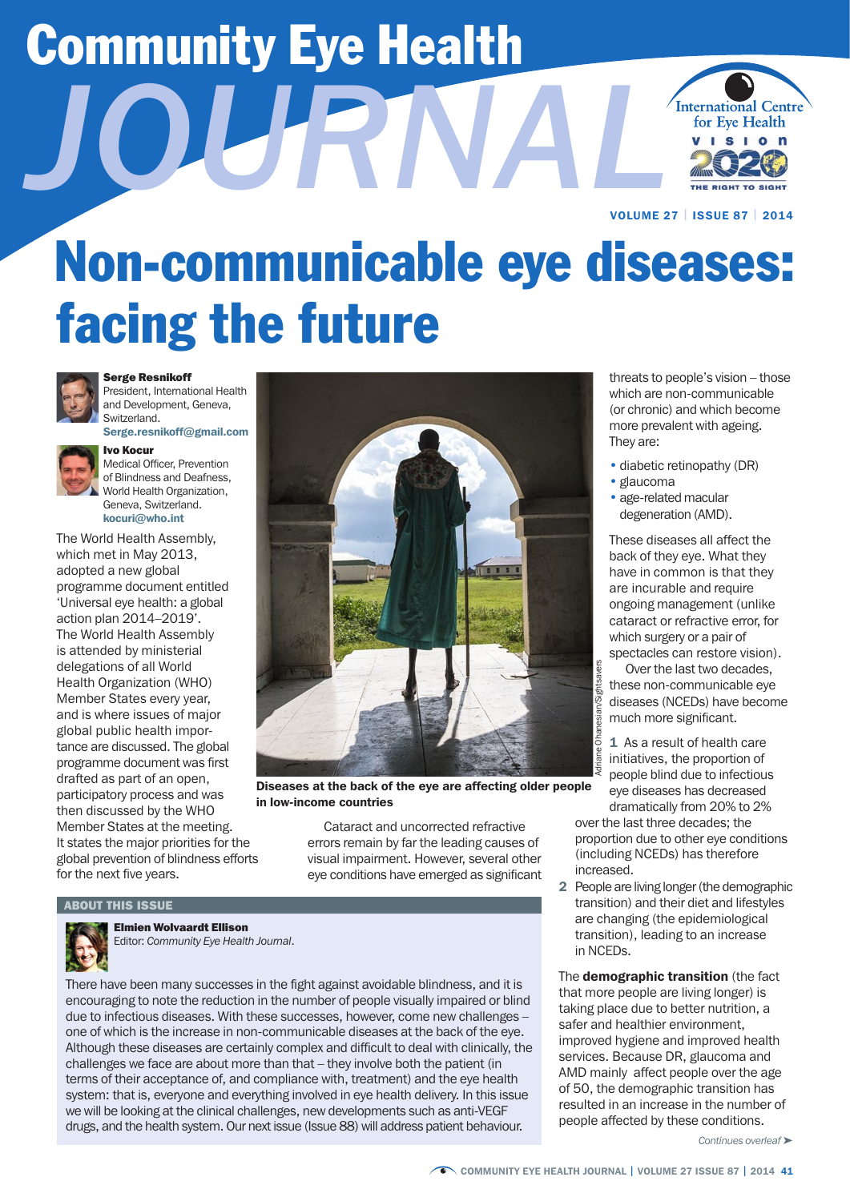# Non-communicable eye diseases: facing the future

**Serge Resnikoff**
President, International Health and Development, Geneva, Switzerland.
Serge.resnikoff@gmail.com

**Ivo Kocur**
Medical Officer, Prevention of Blindness and Deafness, World Health Organization, Geneva, Switzerland.
kocuri@who.int

The World Health Assembly, which met in May 2013, adopted a new global programme document entitled 'Universal eye health: a global action plan 2014–2019'. The World Health Assembly is attended by ministerial delegations of all World Health Organization (WHO) Member States every year, and is where issues of major global public health importance are discussed. The global programme document was first drafted as part of an open, participatory process and was then discussed by the WHO Member States at the meeting. It states the major priorities for the global prevention of blindness efforts for the next five years.

Diseases at the back of the eye are affecting older people in low-income countries

Adriane Ohanesian/Sightsavers

Cataract and uncorrected refractive errors remain by far the leading causes of visual impairment. However, several other eye conditions have emerged as significant threats to people's vision – those which are non-communicable (or chronic) and which become more prevalent with ageing. They are:

- diabetic retinopathy (DR)
- glaucoma
- age-related macular degeneration (AMD).

These diseases all affect the back of they eye. What they have in common is that they are incurable and require ongoing management (unlike cataract or refractive error, for which surgery or a pair of spectacles can restore vision).

Over the last two decades, these non-communicable eye diseases (NCEDs) have become much more significant.

1. As a result of health care initiatives, the proportion of people blind due to infectious eye diseases has decreased dramatically from 20% to 2% over the last three decades; the proportion due to other eye conditions (including NCEDs) has therefore increased.
2. People are living longer (the demographic transition) and their diet and lifestyles are changing (the epidemiological transition), leading to an increase in NCEDs.

The **demographic transition** (the fact that more people are living longer) is taking place due to better nutrition, a safer and healthier environment, improved hygiene and improved health services. Because DR, glaucoma and AMD mainly affect people over the age of 50, the demographic transition has resulted in an increase in the number of people affected by these conditions.

*Continues overleaf* ➤

## ABOUT THIS ISSUE

**Elmien Wolvaardt Ellison**
Editor: *Community Eye Health Journal*.

There have been many successes in the fight against avoidable blindness, and it is encouraging to note the reduction in the number of people visually impaired or blind due to infectious diseases. With these successes, however, come new challenges – one of which is the increase in non-communicable diseases at the back of the eye. Although these diseases are certainly complex and difficult to deal with clinically, the challenges we face are about more than that – they involve both the patient (in terms of their acceptance of, and compliance with, treatment) and the eye health system: that is, everyone and everything involved in eye health delivery. In this issue we will be looking at the clinical challenges, new developments such as anti-VEGF drugs, and the health system. Our next issue (Issue 88) will address patient behaviour.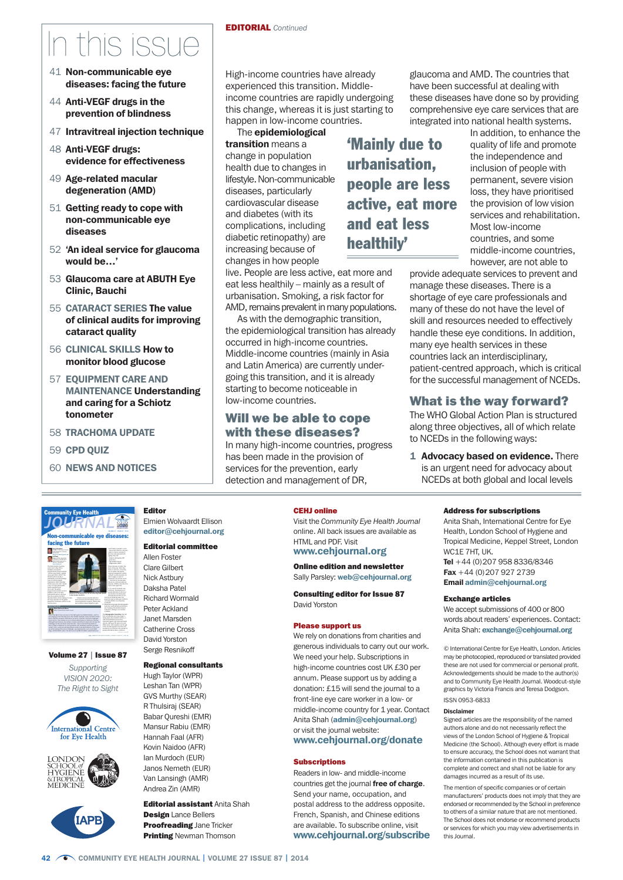# In this issue

41 **Non-communicable eye diseases: facing the future**

44 **Anti-VEGF drugs in the prevention of blindness**

47 **Intravitreal injection technique**

48 **Anti-VEGF drugs: evidence for effectiveness**

49 **Age-related macular degeneration (AMD)**

51 **Getting ready to cope with non-communicable eye diseases**

52 **'An ideal service for glaucoma would be…'**

53 **Glaucoma care at ABUTH Eye Clinic, Bauchi**

55 **CATARACT SERIES The value of clinical audits for improving cataract quality**

56 **CLINICAL SKILLS How to monitor blood glucose**

57 **EQUIPMENT CARE AND MAINTENANCE Understanding and caring for a Schiotz tonometer**

58 **TRACHOMA UPDATE**

59 **CPD QUIZ**

60 **NEWS AND NOTICES**

**EDITORIAL** *Continued*

High-income countries have already experienced this transition. Middle-income countries are rapidly undergoing this change, whereas it is just starting to happen in low-income countries.

The **epidemiological transition** means a change in population health due to changes in lifestyle. Non-communicable diseases, particularly cardiovascular disease and diabetes (with its complications, including diabetic retinopathy) are increasing because of changes in how people live. People are less active, eat more and eat less healthily – mainly as a result of urbanisation. Smoking, a risk factor for AMD, remains prevalent in many populations.

> **'Mainly due to urbanisation, people are less active, eat more and eat less healthily'**

As with the demographic transition, the epidemiological transition has already occurred in high-income countries. Middle-income countries (mainly in Asia and Latin America) are currently under-going this transition, and it is already starting to become noticeable in low-income countries.

## Will we be able to cope with these diseases?

In many high-income countries, progress has been made in the provision of services for the prevention, early detection and management of DR, glaucoma and AMD. The countries that have been successful at dealing with these diseases have done so by providing comprehensive eye care services that are integrated into national health systems.

In addition, to enhance the quality of life and promote the independence and inclusion of people with permanent, severe vision loss, they have prioritised the provision of low vision services and rehabilitation. Most low-income countries, and some middle-income countries, however, are not able to provide adequate services to prevent and manage these diseases. There is a shortage of eye care professionals and many of these do not have the level of skill and resources needed to effectively handle these eye conditions. In addition, many eye health services in these countries lack an interdisciplinary, patient-centred approach, which is critical for the successful management of NCEDs.

## What is the way forward?

The WHO Global Action Plan is structured along three objectives, all of which relate to NCEDs in the following ways:

1 **Advocacy based on evidence.** There is an urgent need for advocacy about NCEDs at both global and local levels

---

**Volume 27 | Issue 87**

*Supporting VISION 2020: The Right to Sight*

**Editor**
Elmien Wolvaardt Ellison
**editor@cehjournal.org**

**Editorial committee**
Allen Foster
Clare Gilbert
Nick Astbury
Daksha Patel
Richard Wormald
Peter Ackland
Janet Marsden
Catherine Cross
David Yorston
Serge Resnikoff

**Regional consultants**
Hugh Taylor (WPR)
Leshan Tan (WPR)
GVS Murthy (SEAR)
R Thulsiraj (SEAR)
Babar Qureshi (EMR)
Mansur Rabiu (EMR)
Hannah Faal (AFR)
Kovin Naidoo (AFR)
Ian Murdoch (EUR)
Janos Nemeth (EUR)
Van Lansingh (AMR)
Andrea Zin (AMR)

**Editorial assistant** Anita Shah
**Design** Lance Bellers
**Proofreading** Jane Tricker
**Printing** Newman Thomson

**CEHJ online**
Visit the *Community Eye Health Journal* online. All back issues are available as HTML and PDF. Visit
**www.cehjournal.org**

**Online edition and newsletter**
Sally Parsley: **web@cehjournal.org**

**Consulting editor for Issue 87**
David Yorston

**Please support us**
We rely on donations from charities and generous individuals to carry out our work. We need your help. Subscriptions in high-income countries cost UK £30 per annum. Please support us by adding a donation: £15 will send the journal to a front-line eye care worker in a low- or middle-income country for 1 year. Contact Anita Shah (**admin@cehjournal.org**) or visit the journal website:
**www.cehjournal.org/donate**

**Subscriptions**
Readers in low- and middle-income countries get the journal **free of charge**. Send your name, occupation, and postal address to the address opposite. French, Spanish, and Chinese editions are available. To subscribe online, visit
**www.cehjournal.org/subscribe**

**Address for subscriptions**
Anita Shah, International Centre for Eye Health, London School of Hygiene and Tropical Medicine, Keppel Street, London WC1E 7HT, UK.
**Tel** +44 (0)207 958 8336/8346
**Fax** +44 (0)207 927 2739
**Email** **admin@cehjournal.org**

**Exchange articles**
We accept submissions of 400 or 800 words about readers' experiences. Contact: Anita Shah: **exchange@cehjournal.org**

© International Centre for Eye Health, London. Articles may be photocopied, reproduced or translated provided these are not used for commercial or personal profit. Acknowledgements should be made to the author(s) and to Community Eye Health Journal. Woodcut-style graphics by Victoria Francis and Teresa Dodgson.

ISSN 0953-6833

**Disclaimer**
Signed articles are the responsibility of the named authors alone and do not necessarily reflect the views of the London School of Hygiene & Tropical Medicine (the School). Although every effort is made to ensure accuracy, the School does not warrant that the information contained in this publication is complete and correct and shall not be liable for any damages incurred as a result of its use.

The mention of specific companies or of certain manufacturers' products does not imply that they are endorsed or recommended by the School in preference to others of a similar nature that are not mentioned. The School does not endorse or recommend products or services for which you may view advertisements in this Journal.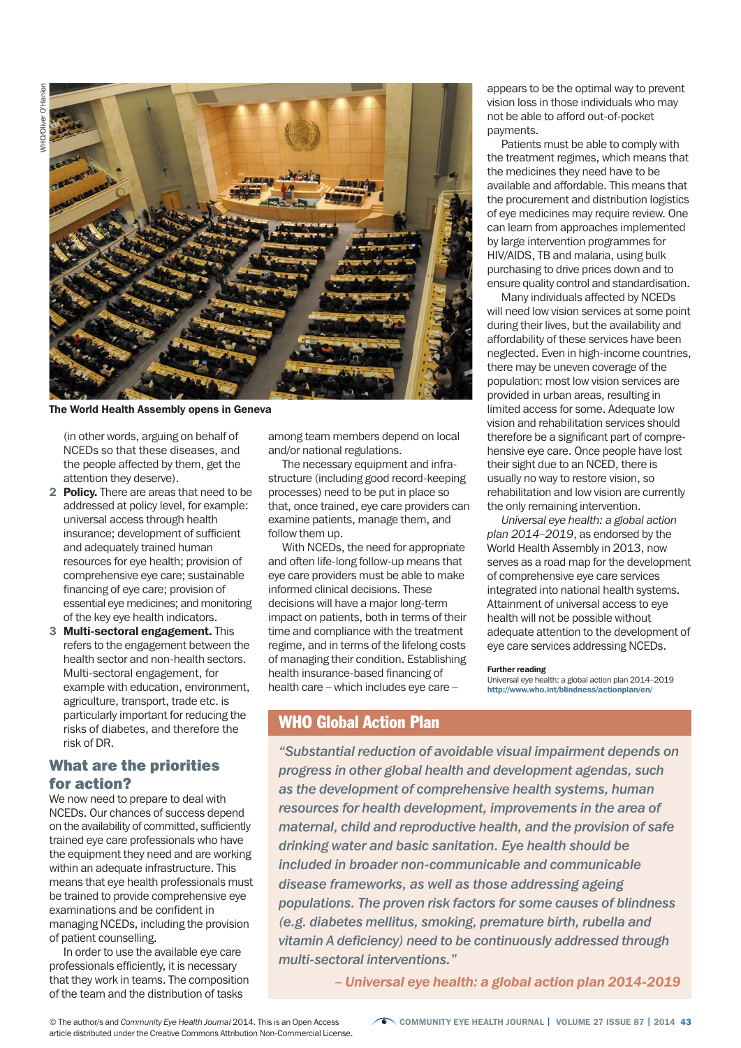The World Health Assembly opens in Geneva

(in other words, arguing on behalf of NCEDs so that these diseases, and the people affected by them, get the attention they deserve).

2. **Policy.** There are areas that need to be addressed at policy level, for example: universal access through health insurance; development of sufficient and adequately trained human resources for eye health; provision of comprehensive eye care; sustainable financing of eye care; provision of essential eye medicines; and monitoring of the key eye health indicators.
3. **Multi-sectoral engagement.** This refers to the engagement between the health sector and non-health sectors. Multi-sectoral engagement, for example with education, environment, agriculture, transport, trade etc. is particularly important for reducing the risks of diabetes, and therefore the risk of DR.

## What are the priorities for action?

We now need to prepare to deal with NCEDs. Our chances of success depend on the availability of committed, sufficiently trained eye care professionals who have the equipment they need and are working within an adequate infrastructure. This means that eye health professionals must be trained to provide comprehensive eye examinations and be confident in managing NCEDs, including the provision of patient counselling.

In order to use the available eye care professionals efficiently, it is necessary that they work in teams. The composition of the team and the distribution of tasks among team members depend on local and/or national regulations.

The necessary equipment and infrastructure (including good record-keeping processes) need to be put in place so that, once trained, eye care providers can examine patients, manage them, and follow them up.

With NCEDs, the need for appropriate and often life-long follow-up means that eye care providers must be able to make informed clinical decisions. These decisions will have a major long-term impact on patients, both in terms of their time and compliance with the treatment regime, and in terms of the lifelong costs of managing their condition. Establishing health insurance-based financing of health care – which includes eye care – appears to be the optimal way to prevent vision loss in those individuals who may not be able to afford out-of-pocket payments.

Patients must be able to comply with the treatment regimes, which means that the medicines they need have to be available and affordable. This means that the procurement and distribution logistics of eye medicines may require review. One can learn from approaches implemented by large intervention programmes for HIV/AIDS, TB and malaria, using bulk purchasing to drive prices down and to ensure quality control and standardisation.

Many individuals affected by NCEDs will need low vision services at some point during their lives, but the availability and affordability of these services have been neglected. Even in high-income countries, there may be uneven coverage of the population: most low vision services are provided in urban areas, resulting in limited access for some. Adequate low vision and rehabilitation services should therefore be a significant part of comprehensive eye care. Once people have lost their sight due to an NCED, there is usually no way to restore vision, so rehabilitation and low vision are currently the only remaining intervention.

*Universal eye health: a global action plan 2014–2019*, as endorsed by the World Health Assembly in 2013, now serves as a road map for the development of comprehensive eye care services integrated into national health systems. Attainment of universal access to eye health will not be possible without adequate attention to the development of eye care services addressing NCEDs.

**Further reading**

Universal eye health: a global action plan 2014–2019
http://www.who.int/blindness/actionplan/en/

## WHO Global Action Plan

*"Substantial reduction of avoidable visual impairment depends on progress in other global health and development agendas, such as the development of comprehensive health systems, human resources for health development, improvements in the area of maternal, child and reproductive health, and the provision of safe drinking water and basic sanitation. Eye health should be included in broader non-communicable and communicable disease frameworks, as well as those addressing ageing populations. The proven risk factors for some causes of blindness (e.g. diabetes mellitus, smoking, premature birth, rubella and vitamin A deficiency) need to be continuously addressed through multi-sectoral interventions."*

*– Universal eye health: a global action plan 2014-2019*

© The author/s and *Community Eye Health Journal* 2014. This is an Open Access article distributed under the Creative Commons Attribution Non-Commercial License.